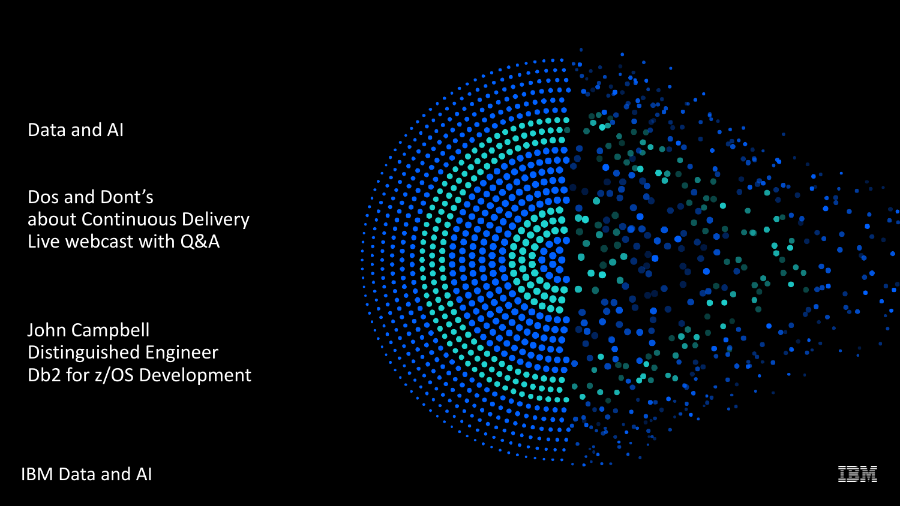Data and AI

# Dos and Dont's about Continuous Delivery Live webcast with Q&A

John Campbell
Distinguished Engineer
Db2 for z/OS Development

IBM Data and AI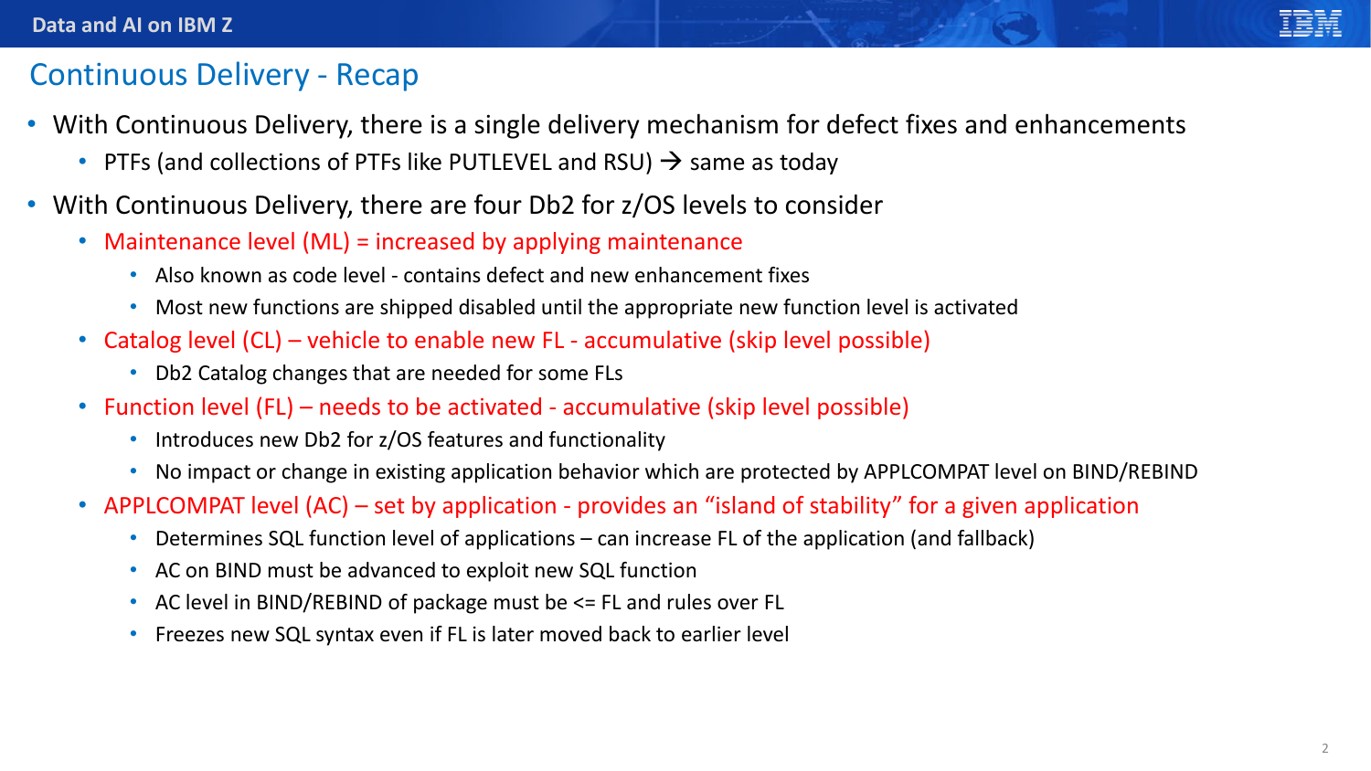# Continuous Delivery - Recap

- With Continuous Delivery, there is a single delivery mechanism for defect fixes and enhancements
  - PTFs (and collections of PTFs like PUTLEVEL and RSU) → same as today
- With Continuous Delivery, there are four Db2 for z/OS levels to consider
  - Maintenance level (ML) = increased by applying maintenance
    - Also known as code level - contains defect and new enhancement fixes
    - Most new functions are shipped disabled until the appropriate new function level is activated
  - Catalog level (CL) – vehicle to enable new FL - accumulative (skip level possible)
    - Db2 Catalog changes that are needed for some FLs
  - Function level (FL) – needs to be activated - accumulative (skip level possible)
    - Introduces new Db2 for z/OS features and functionality
    - No impact or change in existing application behavior which are protected by APPLCOMPAT level on BIND/REBIND
  - APPLCOMPAT level (AC) – set by application - provides an "island of stability" for a given application
    - Determines SQL function level of applications – can increase FL of the application (and fallback)
    - AC on BIND must be advanced to exploit new SQL function
    - AC level in BIND/REBIND of package must be <= FL and rules over FL
    - Freezes new SQL syntax even if FL is later moved back to earlier level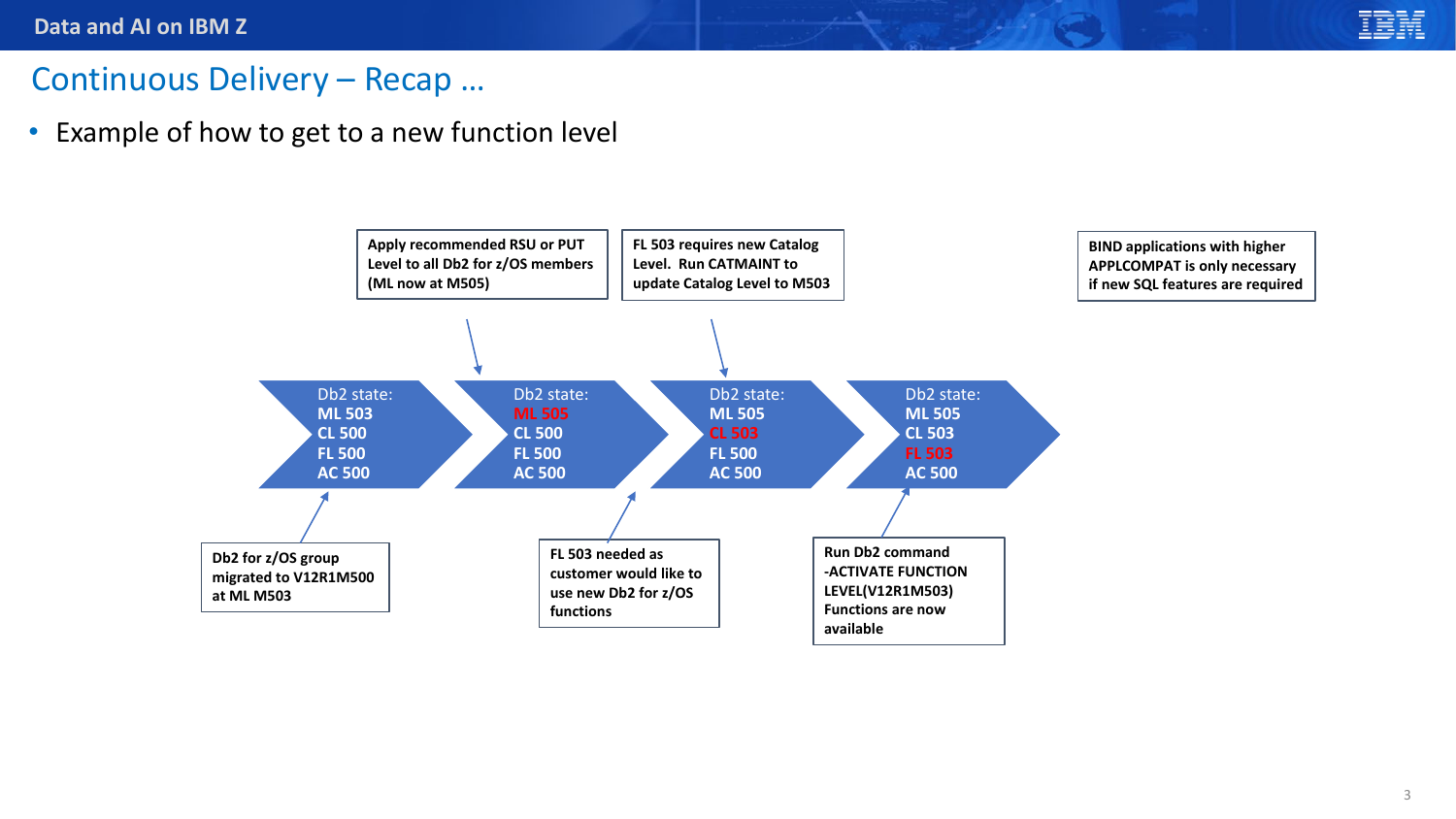## Continuous Delivery – Recap …

- Example of how to get to a new function level

**Db2 for z/OS group migrated to V12R1M500 at ML M503**

Db2 state:
**ML 503**
**CL 500**
**FL 500**
**AC 500**

**Apply recommended RSU or PUT Level to all Db2 for z/OS members (ML now at M505)**

Db2 state:
**ML 505**
**CL 500**
**FL 500**
**AC 500**

**FL 503 needed as customer would like to use new Db2 for z/OS functions**

**FL 503 requires new Catalog Level. Run CATMAINT to update Catalog Level to M503**

Db2 state:
**ML 505**
**CL 503**
**FL 500**
**AC 500**

**Run Db2 command -ACTIVATE FUNCTION LEVEL(V12R1M503) Functions are now available**

Db2 state:
**ML 505**
**CL 503**
**FL 503**
**AC 500**

**BIND applications with higher APPLCOMPAT is only necessary if new SQL features are required**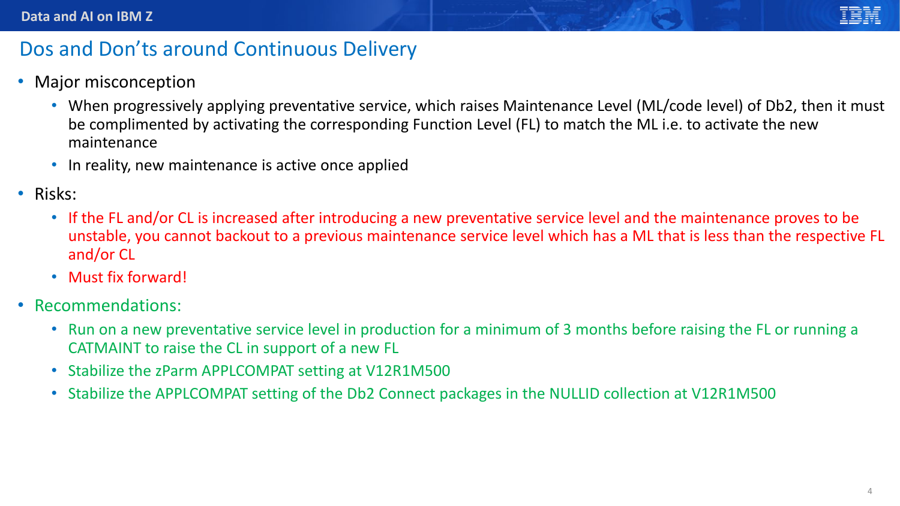## Dos and Don'ts around Continuous Delivery

- Major misconception
  - When progressively applying preventative service, which raises Maintenance Level (ML/code level) of Db2, then it must be complimented by activating the corresponding Function Level (FL) to match the ML i.e. to activate the new maintenance
  - In reality, new maintenance is active once applied
- Risks:
  - If the FL and/or CL is increased after introducing a new preventative service level and the maintenance proves to be unstable, you cannot backout to a previous maintenance service level which has a ML that is less than the respective FL and/or CL
  - Must fix forward!
- Recommendations:
  - Run on a new preventative service level in production for a minimum of 3 months before raising the FL or running a CATMAINT to raise the CL in support of a new FL
  - Stabilize the zParm APPLCOMPAT setting at V12R1M500
  - Stabilize the APPLCOMPAT setting of the Db2 Connect packages in the NULLID collection at V12R1M500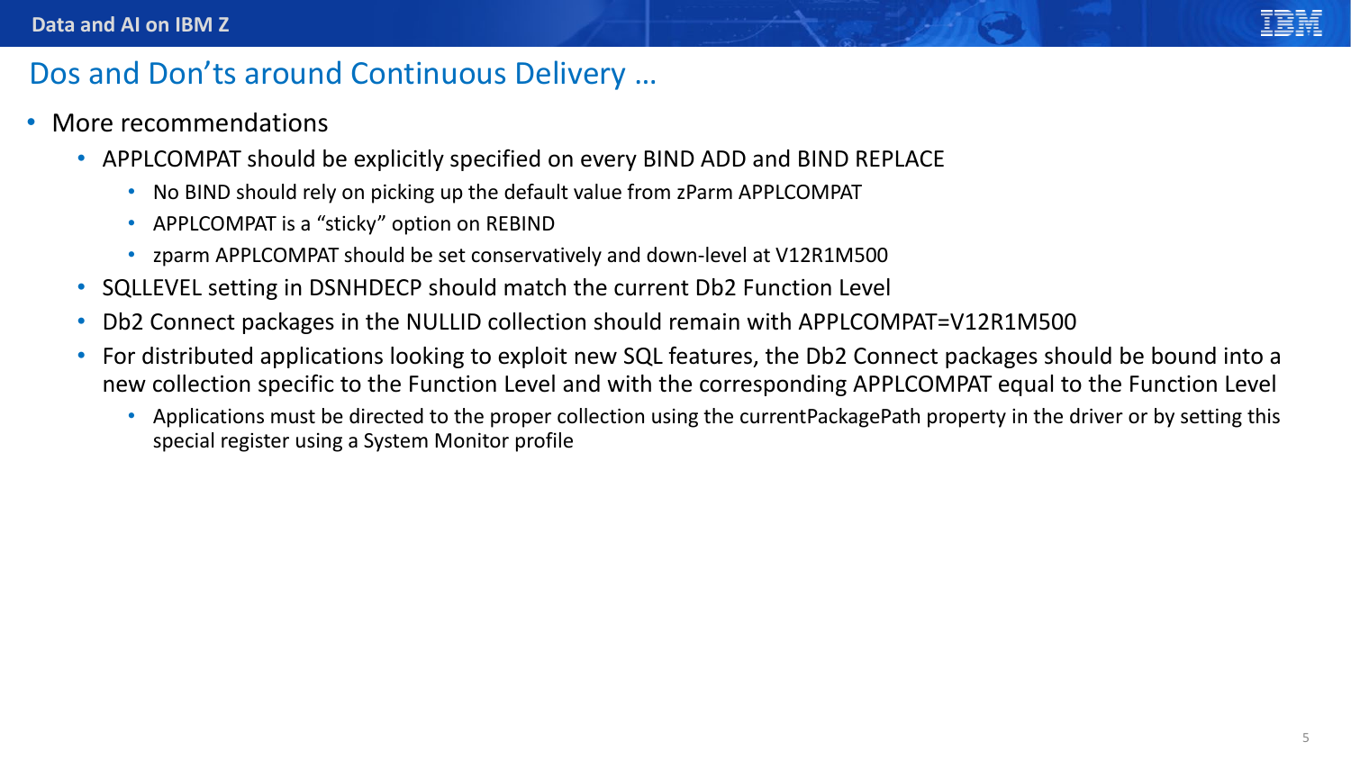## Dos and Don’ts around Continuous Delivery …

- More recommendations
  - APPLCOMPAT should be explicitly specified on every BIND ADD and BIND REPLACE
    - No BIND should rely on picking up the default value from zParm APPLCOMPAT
    - APPLCOMPAT is a “sticky” option on REBIND
    - zparm APPLCOMPAT should be set conservatively and down-level at V12R1M500
  - SQLLEVEL setting in DSNHDECP should match the current Db2 Function Level
  - Db2 Connect packages in the NULLID collection should remain with APPLCOMPAT=V12R1M500
  - For distributed applications looking to exploit new SQL features, the Db2 Connect packages should be bound into a new collection specific to the Function Level and with the corresponding APPLCOMPAT equal to the Function Level
    - Applications must be directed to the proper collection using the currentPackagePath property in the driver or by setting this special register using a System Monitor profile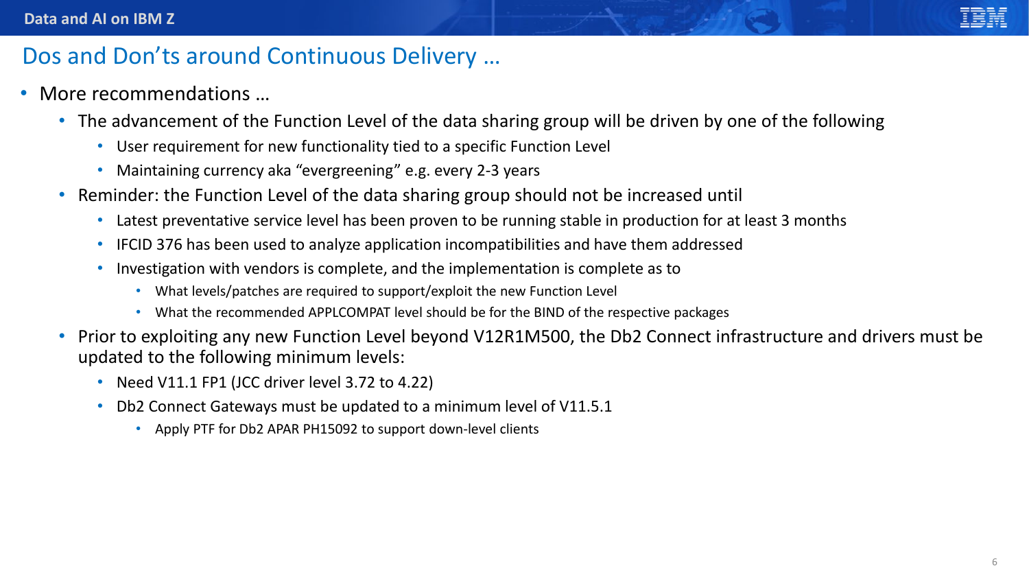# Dos and Don'ts around Continuous Delivery …

- More recommendations …
  - The advancement of the Function Level of the data sharing group will be driven by one of the following
    - User requirement for new functionality tied to a specific Function Level
    - Maintaining currency aka "evergreening" e.g. every 2-3 years
  - Reminder: the Function Level of the data sharing group should not be increased until
    - Latest preventative service level has been proven to be running stable in production for at least 3 months
    - IFCID 376 has been used to analyze application incompatibilities and have them addressed
    - Investigation with vendors is complete, and the implementation is complete as to
      - What levels/patches are required to support/exploit the new Function Level
      - What the recommended APPLCOMPAT level should be for the BIND of the respective packages
  - Prior to exploiting any new Function Level beyond V12R1M500, the Db2 Connect infrastructure and drivers must be updated to the following minimum levels:
    - Need V11.1 FP1 (JCC driver level 3.72 to 4.22)
    - Db2 Connect Gateways must be updated to a minimum level of V11.5.1
      - Apply PTF for Db2 APAR PH15092 to support down-level clients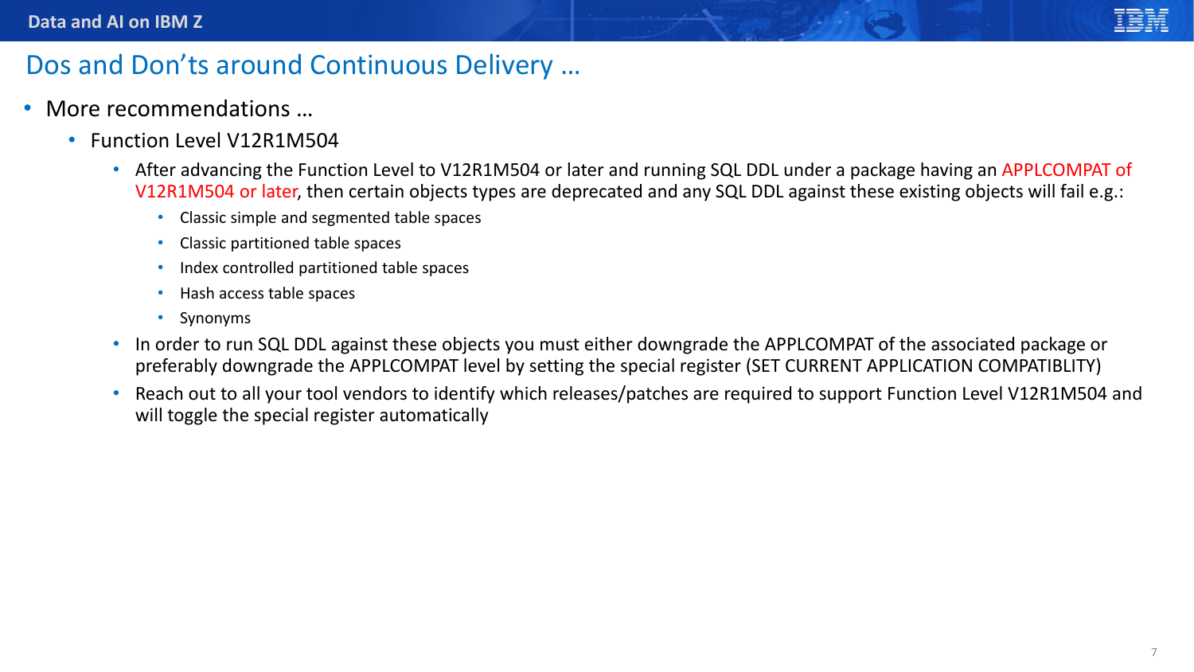# Dos and Don'ts around Continuous Delivery …

- More recommendations …
  - Function Level V12R1M504
    - After advancing the Function Level to V12R1M504 or later and running SQL DDL under a package having an APPLCOMPAT of V12R1M504 or later, then certain objects types are deprecated and any SQL DDL against these existing objects will fail e.g.:
      - Classic simple and segmented table spaces
      - Classic partitioned table spaces
      - Index controlled partitioned table spaces
      - Hash access table spaces
      - Synonyms
    - In order to run SQL DDL against these objects you must either downgrade the APPLCOMPAT of the associated package or preferably downgrade the APPLCOMPAT level by setting the special register (SET CURRENT APPLICATION COMPATIBLITY)
    - Reach out to all your tool vendors to identify which releases/patches are required to support Function Level V12R1M504 and will toggle the special register automatically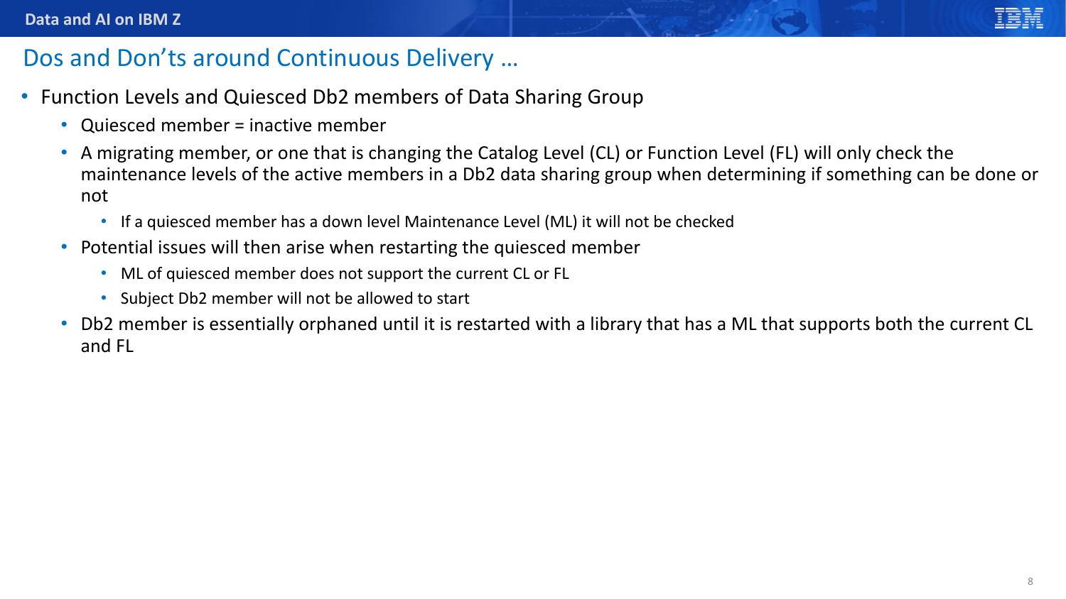## Dos and Don'ts around Continuous Delivery …

- Function Levels and Quiesced Db2 members of Data Sharing Group
  - Quiesced member = inactive member
  - A migrating member, or one that is changing the Catalog Level (CL) or Function Level (FL) will only check the maintenance levels of the active members in a Db2 data sharing group when determining if something can be done or not
    - If a quiesced member has a down level Maintenance Level (ML) it will not be checked
  - Potential issues will then arise when restarting the quiesced member
    - ML of quiesced member does not support the current CL or FL
    - Subject Db2 member will not be allowed to start
  - Db2 member is essentially orphaned until it is restarted with a library that has a ML that supports both the current CL and FL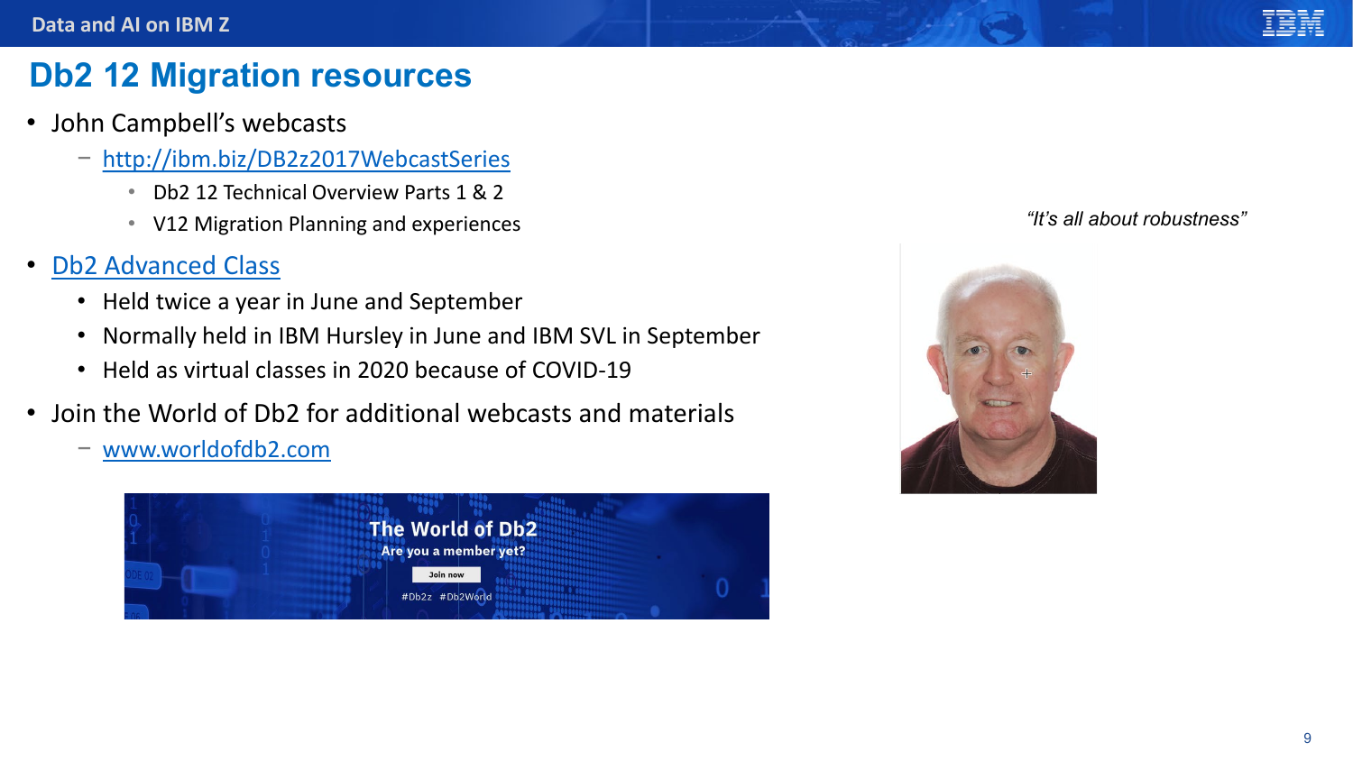# Db2 12 Migration resources

- John Campbell's webcasts
  - [http://ibm.biz/DB2z2017WebcastSeries](http://ibm.biz/DB2z2017WebcastSeries)
    - Db2 12 Technical Overview Parts 1 & 2
    - V12 Migration Planning and experiences
- [Db2 Advanced Class]()
  - Held twice a year in June and September
  - Normally held in IBM Hursley in June and IBM SVL in September
  - Held as virtual classes in 2020 because of COVID-19
- Join the World of Db2 for additional webcasts and materials
  - [www.worldofdb2.com](http://www.worldofdb2.com)

The World of Db2

Are you a member yet?

Join now

#Db2z #Db2World

*"It's all about robustness"*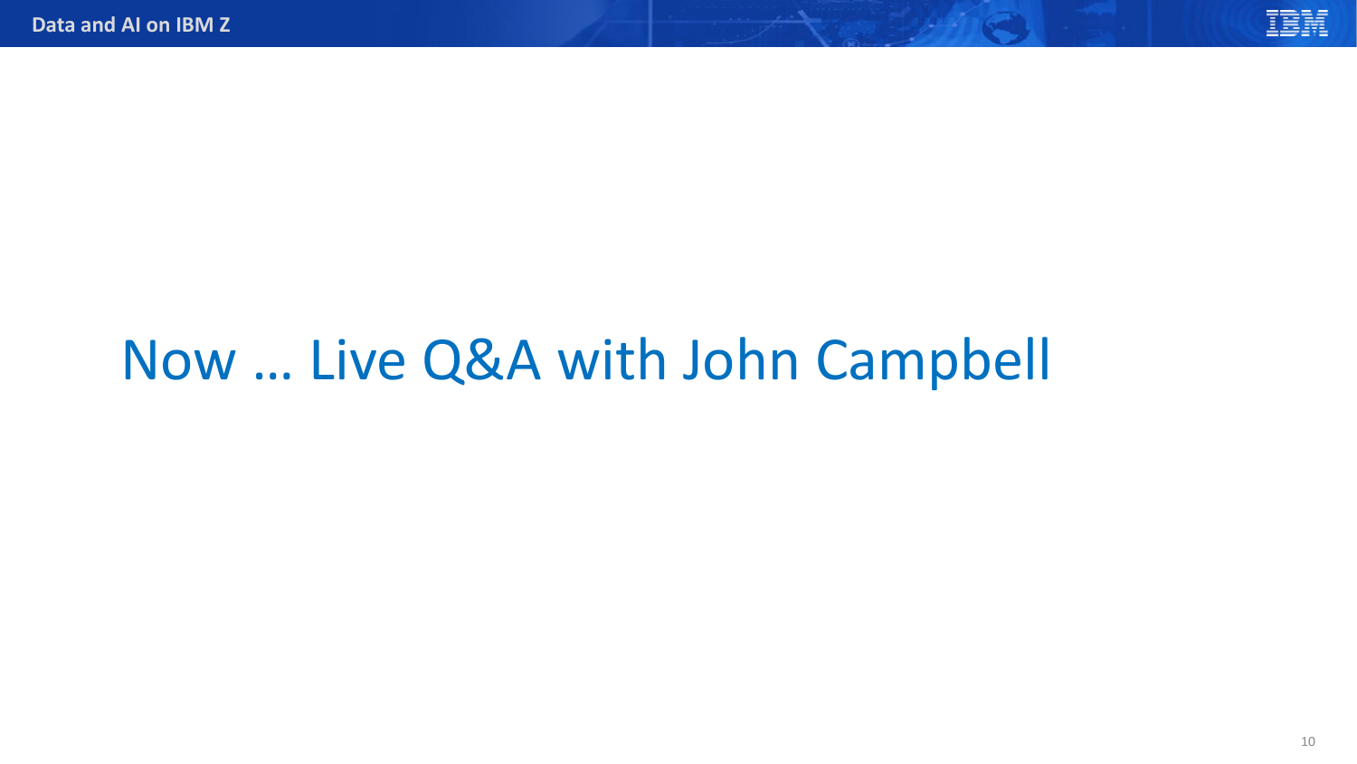# Now … Live Q&A with John Campbell